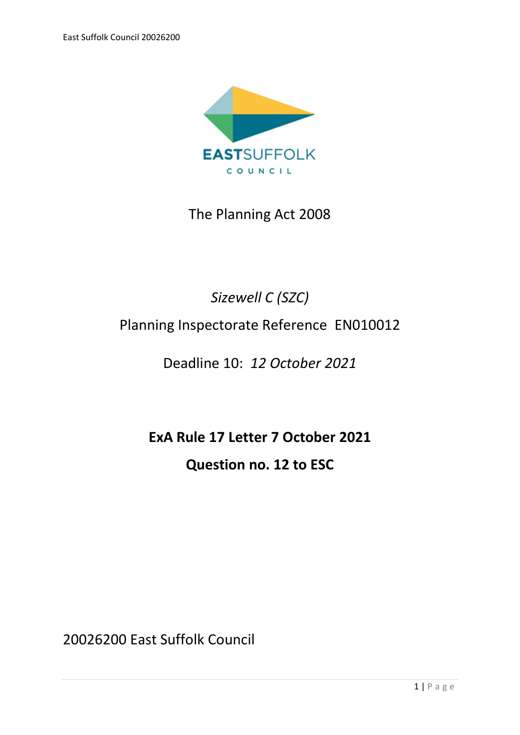EASTSUFFOLK COUNCIL

The Planning Act 2008

*Sizewell C (SZC)*

Planning Inspectorate Reference EN010012

Deadline 10: *12 October 2021*

**ExA Rule 17 Letter 7 October 2021**

**Question no. 12 to ESC**

20026200 East Suffolk Council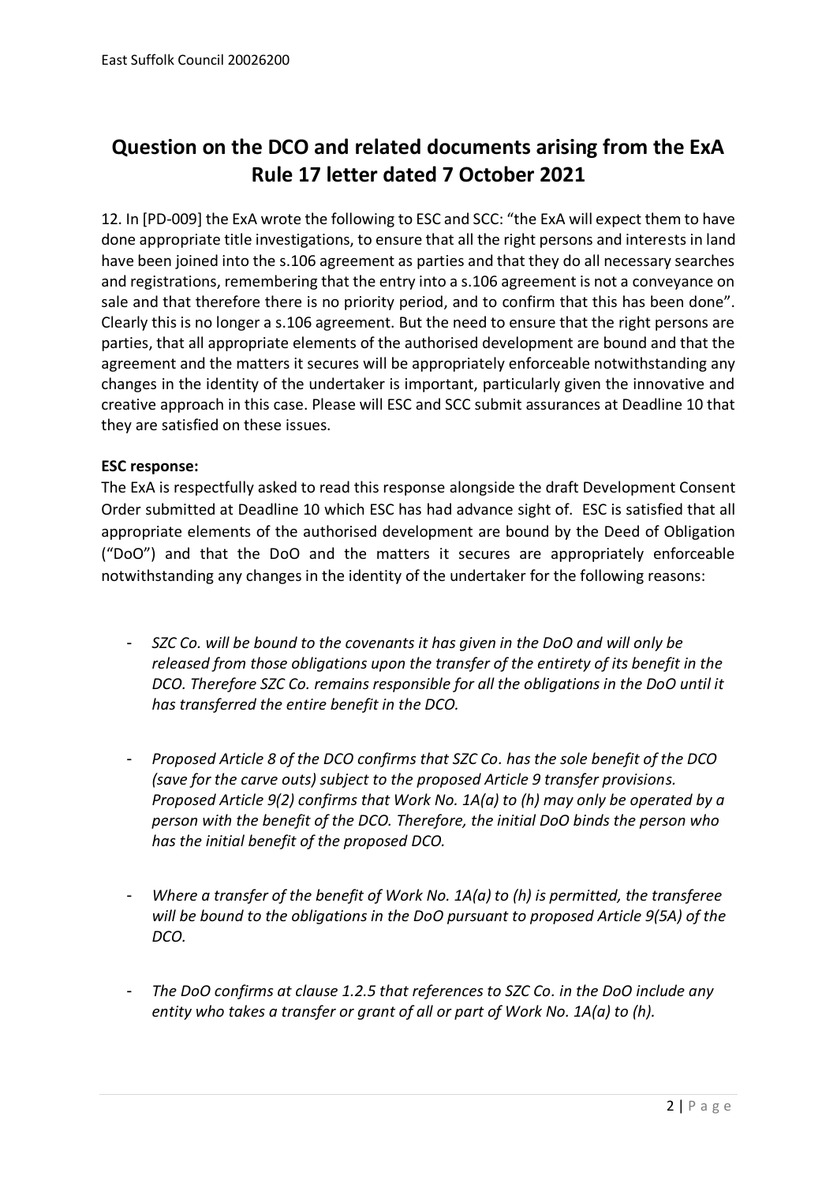# Question on the DCO and related documents arising from the ExA Rule 17 letter dated 7 October 2021

12. In [PD-009] the ExA wrote the following to ESC and SCC: "the ExA will expect them to have done appropriate title investigations, to ensure that all the right persons and interests in land have been joined into the s.106 agreement as parties and that they do all necessary searches and registrations, remembering that the entry into a s.106 agreement is not a conveyance on sale and that therefore there is no priority period, and to confirm that this has been done". Clearly this is no longer a s.106 agreement. But the need to ensure that the right persons are parties, that all appropriate elements of the authorised development are bound and that the agreement and the matters it secures will be appropriately enforceable notwithstanding any changes in the identity of the undertaker is important, particularly given the innovative and creative approach in this case. Please will ESC and SCC submit assurances at Deadline 10 that they are satisfied on these issues.

**ESC response:**

The ExA is respectfully asked to read this response alongside the draft Development Consent Order submitted at Deadline 10 which ESC has had advance sight of. ESC is satisfied that all appropriate elements of the authorised development are bound by the Deed of Obligation ("DoO") and that the DoO and the matters it secures are appropriately enforceable notwithstanding any changes in the identity of the undertaker for the following reasons:

- *SZC Co. will be bound to the covenants it has given in the DoO and will only be released from those obligations upon the transfer of the entirety of its benefit in the DCO. Therefore SZC Co. remains responsible for all the obligations in the DoO until it has transferred the entire benefit in the DCO.*

- *Proposed Article 8 of the DCO confirms that SZC Co. has the sole benefit of the DCO (save for the carve outs) subject to the proposed Article 9 transfer provisions. Proposed Article 9(2) confirms that Work No. 1A(a) to (h) may only be operated by a person with the benefit of the DCO. Therefore, the initial DoO binds the person who has the initial benefit of the proposed DCO.*

- *Where a transfer of the benefit of Work No. 1A(a) to (h) is permitted, the transferee will be bound to the obligations in the DoO pursuant to proposed Article 9(5A) of the DCO.*

- *The DoO confirms at clause 1.2.5 that references to SZC Co. in the DoO include any entity who takes a transfer or grant of all or part of Work No. 1A(a) to (h).*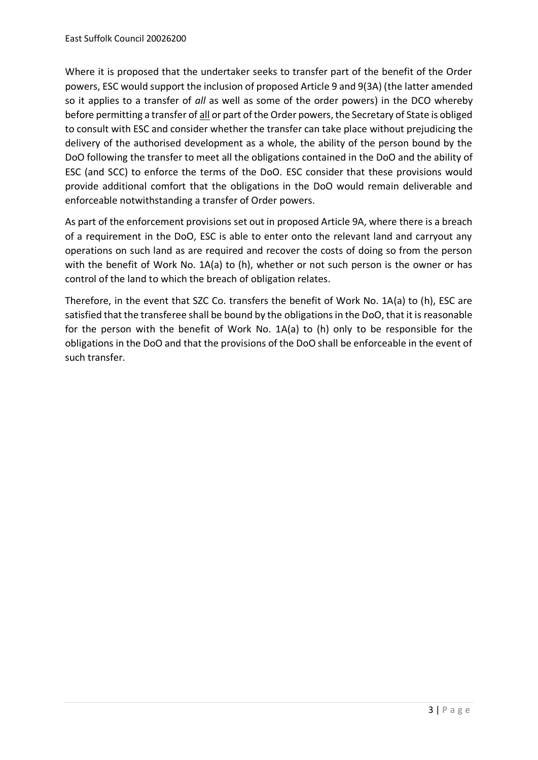Where it is proposed that the undertaker seeks to transfer part of the benefit of the Order powers, ESC would support the inclusion of proposed Article 9 and 9(3A) (the latter amended so it applies to a transfer of *all* as well as some of the order powers) in the DCO whereby before permitting a transfer of <u>all</u> or part of the Order powers, the Secretary of State is obliged to consult with ESC and consider whether the transfer can take place without prejudicing the delivery of the authorised development as a whole, the ability of the person bound by the DoO following the transfer to meet all the obligations contained in the DoO and the ability of ESC (and SCC) to enforce the terms of the DoO. ESC consider that these provisions would provide additional comfort that the obligations in the DoO would remain deliverable and enforceable notwithstanding a transfer of Order powers.

As part of the enforcement provisions set out in proposed Article 9A, where there is a breach of a requirement in the DoO, ESC is able to enter onto the relevant land and carryout any operations on such land as are required and recover the costs of doing so from the person with the benefit of Work No. 1A(a) to (h), whether or not such person is the owner or has control of the land to which the breach of obligation relates.

Therefore, in the event that SZC Co. transfers the benefit of Work No. 1A(a) to (h), ESC are satisfied that the transferee shall be bound by the obligations in the DoO, that it is reasonable for the person with the benefit of Work No. 1A(a) to (h) only to be responsible for the obligations in the DoO and that the provisions of the DoO shall be enforceable in the event of such transfer.